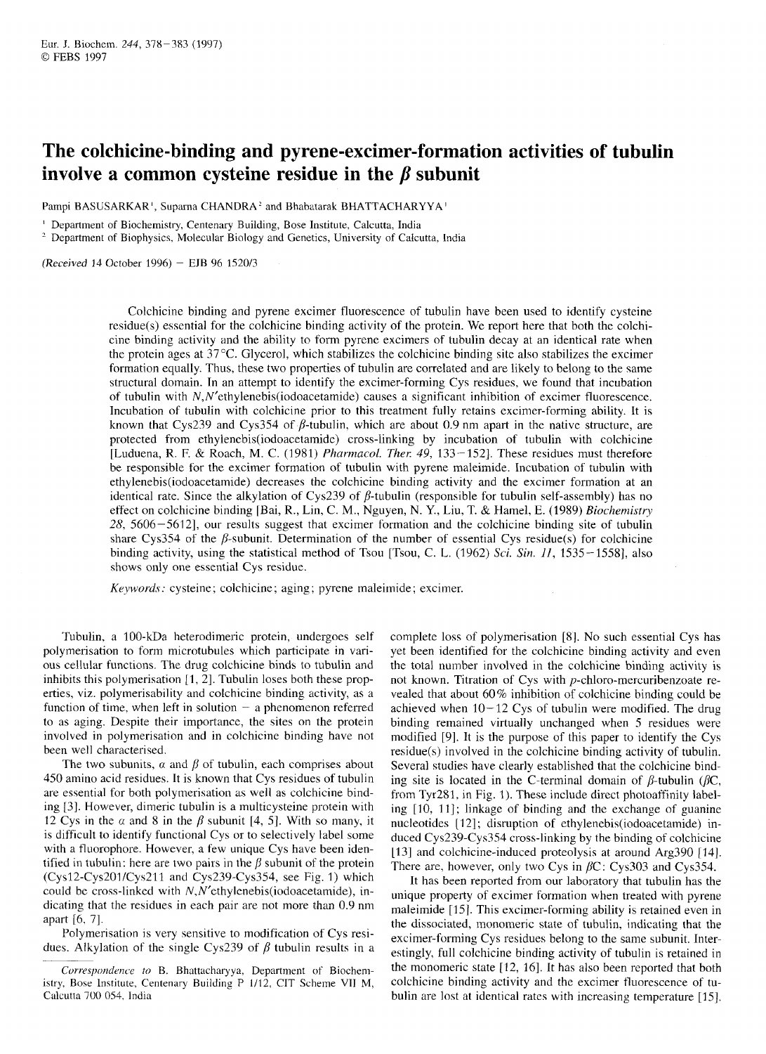# The colchicine-binding and pyrene-excimer-formation activities of tubulin involve a common cysteine residue in the β subunit

Pampi BASUSARKAR[1], Suparna CHANDRA[2] and Bhabatarak BHATTACHARYYA[1]

[1] Department of Biochemistry, Centenary Building, Bose Institute, Calcutta, India

[2] Department of Biophysics, Molecular Biology and Genetics, University of Calcutta, India

(Received 14 October 1996) – EJB 96 1520/3

Colchicine binding and pyrene excimer fluorescence of tubulin have been used to identify cysteine residue(s) essential for the colchicine binding activity of the protein. We report here that both the colchicine binding activity and the ability to form pyrene excimers of tubulin decay at an identical rate when the protein ages at 37°C. Glycerol, which stabilizes the colchicine binding site also stabilizes the excimer formation equally. Thus, these two properties of tubulin are correlated and are likely to belong to the same structural domain. In an attempt to identify the excimer-forming Cys residues, we found that incubation of tubulin with *N,N'*ethylenebis(iodoacetamide) causes a significant inhibition of excimer fluorescence. Incubation of tubulin with colchicine prior to this treatment fully retains excimer-forming ability. It is known that Cys239 and Cys354 of β-tubulin, which are about 0.9 nm apart in the native structure, are protected from ethylenebis(iodoacetamide) cross-linking by incubation of tubulin with colchicine [Luduena, R. F. & Roach, M. C. (1981) *Pharmacol. Ther.* 49, 133–152]. These residues must therefore be responsible for the excimer formation of tubulin with pyrene maleimide. Incubation of tubulin with ethylenebis(iodoacetamide) decreases the colchicine binding activity and the excimer formation at an identical rate. Since the alkylation of Cys239 of β-tubulin (responsible for tubulin self-assembly) has no effect on colchicine binding [Bai, R., Lin, C. M., Nguyen, N. Y., Liu, T. & Hamel, E. (1989) *Biochemistry* 28, 5606–5612], our results suggest that excimer formation and the colchicine binding site of tubulin share Cys354 of the β-subunit. Determination of the number of essential Cys residue(s) for colchicine binding activity, using the statistical method of Tsou [Tsou, C. L. (1962) *Sci. Sin.* 11, 1535–1558], also shows only one essential Cys residue.

*Keywords:* cysteine; colchicine; aging; pyrene maleimide; excimer.

Tubulin, a 100-kDa heterodimeric protein, undergoes self polymerisation to form microtubules which participate in various cellular functions. The drug colchicine binds to tubulin and inhibits this polymerisation [1, 2]. Tubulin loses both these properties, viz. polymerisability and colchicine binding activity, as a function of time, when left in solution – a phenomenon referred to as aging. Despite their importance, the sites on the protein involved in polymerisation and in colchicine binding have not been well characterised.

The two subunits, α and β of tubulin, each comprises about 450 amino acid residues. It is known that Cys residues of tubulin are essential for both polymerisation as well as colchicine binding [3]. However, dimeric tubulin is a multicysteine protein with 12 Cys in the α and 8 in the β subunit [4, 5]. With so many, it is difficult to identify functional Cys or to selectively label some with a fluorophore. However, a few unique Cys have been identified in tubulin: here are two pairs in the β subunit of the protein (Cys12-Cys201/Cys211 and Cys239-Cys354, see Fig. 1) which could be cross-linked with *N,N'*ethylenebis(iodoacetamide), indicating that the residues in each pair are not more than 0.9 nm apart [6, 7].

Polymerisation is very sensitive to modification of Cys residues. Alkylation of the single Cys239 of β tubulin results in a complete loss of polymerisation [8]. No such essential Cys has yet been identified for the colchicine binding activity and even the total number involved in the colchicine binding activity is not known. Titration of Cys with *p*-chloro-mercuribenzoate revealed that about 60% inhibition of colchicine binding could be achieved when 10–12 Cys of tubulin were modified. The drug binding remained virtually unchanged when 5 residues were modified [9]. It is the purpose of this paper to identify the Cys residue(s) involved in the colchicine binding activity of tubulin. Several studies have clearly established that the colchicine binding site is located in the C-terminal domain of β-tubulin (βC, from Tyr281, in Fig. 1). These include direct photoaffinity labelling [10, 11]; linkage of binding and the exchange of guanine nucleotides [12]; disruption of ethylenebis(iodoacetamide) induced Cys239-Cys354 cross-linking by the binding of colchicine [13] and colchicine-induced proteolysis at around Arg390 [14]. There are, however, only two Cys in βC: Cys303 and Cys354.

It has been reported from our laboratory that tubulin has the unique property of excimer formation when treated with pyrene maleimide [15]. This excimer-forming ability is retained even in the dissociated, monomeric state of tubulin, indicating that the excimer-forming Cys residues belong to the same subunit. Interestingly, full colchicine binding activity of tubulin is retained in the monomeric state [12, 16]. It has also been reported that both colchicine binding activity and the excimer fluorescence of tubulin are lost at identical rates with increasing temperature [15].

*Correspondence to* B. Bhattacharyya, Department of Biochemistry, Bose Institute, Centenary Building P 1/12, CIT Scheme VII M, Calcutta 700 054, India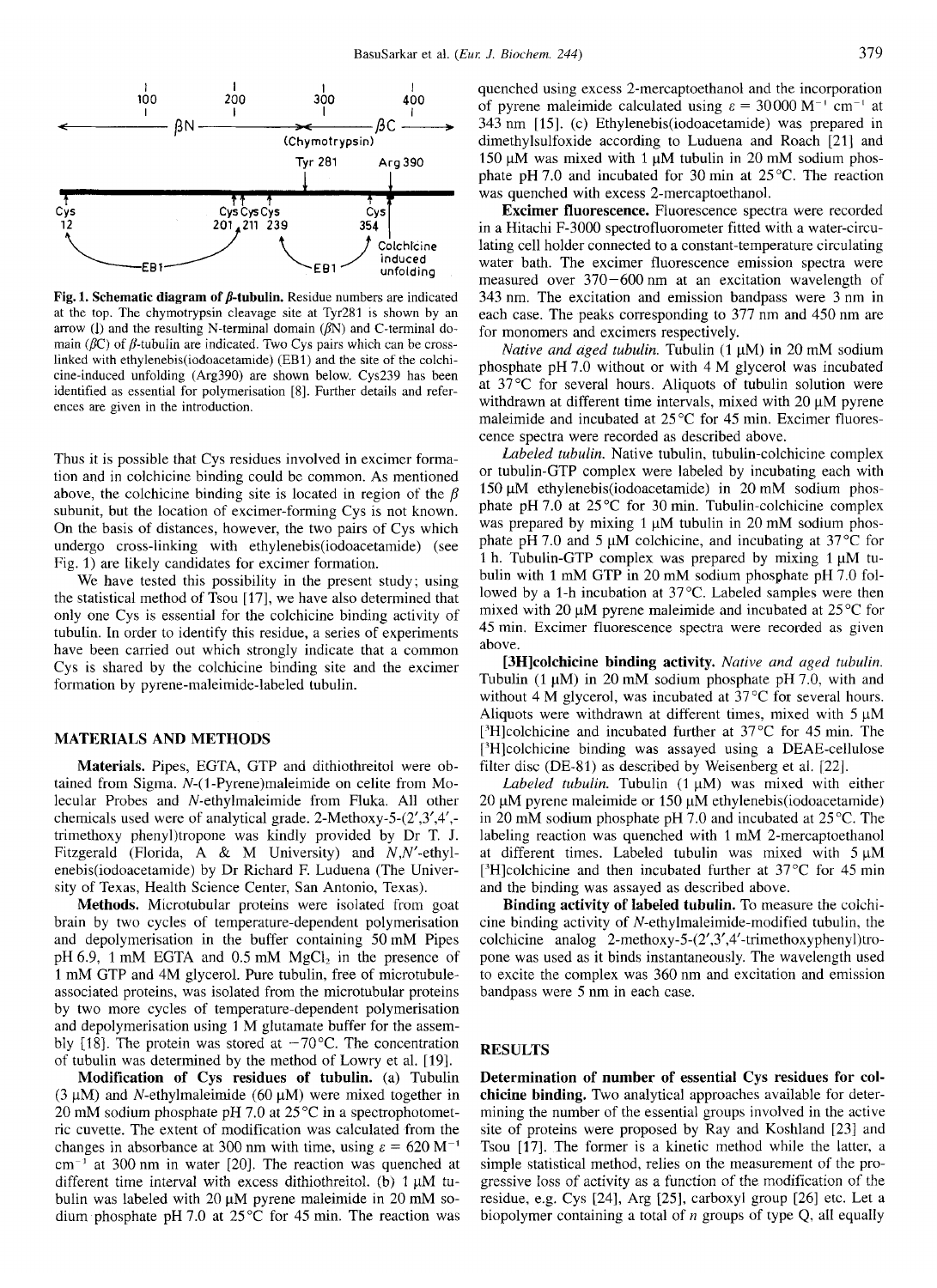Fig. 1. Schematic diagram of β-tubulin. Residue numbers are indicated at the top. The chymotrypsin cleavage site at Tyr281 is shown by an arrow (↓) and the resulting N-terminal domain (βN) and C-terminal domain (βC) of β-tubulin are indicated. Two Cys pairs which can be cross-linked with ethylenebis(iodoacetamide) (EB1) and the site of the colchicine-induced unfolding (Arg390) are shown below. Cys239 has been identified as essential for polymerisation [8]. Further details and references are given in the introduction.

Thus it is possible that Cys residues involved in excimer formation and in colchicine binding could be common. As mentioned above, the colchicine binding site is located in region of the β subunit, but the location of excimer-forming Cys is not known. On the basis of distances, however, the two pairs of Cys which undergo cross-linking with ethylenebis(iodoacetamide) (see Fig. 1) are likely candidates for excimer formation.

We have tested this possibility in the present study; using the statistical method of Tsou [17], we have also determined that only one Cys is essential for the colchicine binding activity of tubulin. In order to identify this residue, a series of experiments have been carried out which strongly indicate that a common Cys is shared by the colchicine binding site and the excimer formation by pyrene-maleimide-labeled tubulin.

## MATERIALS AND METHODS

**Materials.** Pipes, EGTA, GTP and dithiothreitol were obtained from Sigma. *N*-(1-Pyrene)maleimide on celite from Molecular Probes and *N*-ethylmaleimide from Fluka. All other chemicals used were of analytical grade. 2-Methoxy-5-(2′,3′,4′,-trimethoxy phenyl)tropone was kindly provided by Dr T. J. Fitzgerald (Florida, A & M University) and *N,N′*-ethylenebis(iodoacetamide) by Dr Richard F. Luduena (The University of Texas, Health Science Center, San Antonio, Texas).

**Methods.** Microtubular proteins were isolated from goat brain by two cycles of temperature-dependent polymerisation and depolymerisation in the buffer containing 50 mM Pipes pH 6.9, 1 mM EGTA and 0.5 mM $MgCl_2$ in the presence of 1 mM GTP and 4M glycerol. Pure tubulin, free of microtubule-associated proteins, was isolated from the microtubular proteins by two more cycles of temperature-dependent polymerisation and depolymerisation using 1 M glutamate buffer for the assembly [18]. The protein was stored at −70°C. The concentration of tubulin was determined by the method of Lowry et al. [19].

**Modification of Cys residues of tubulin.** (a) Tubulin (3 μM) and *N*-ethylmaleimide (60 μM) were mixed together in 20 mM sodium phosphate pH 7.0 at 25°C in a spectrophotometric cuvette. The extent of modification was calculated from the changes in absorbance at 300 nm with time, using $\varepsilon = 620\ M^{-1}\ cm^{-1}$ at 300 nm in water [20]. The reaction was quenched at different time interval with excess dithiothreitol. (b) 1 μM tubulin was labeled with 20 μM pyrene maleimide in 20 mM sodium phosphate pH 7.0 at 25°C for 45 min. The reaction was quenched using excess 2-mercaptoethanol and the incorporation of pyrene maleimide calculated using $\varepsilon = 30000\ M^{-1}\ cm^{-1}$ at 343 nm [15]. (c) Ethylenebis(iodoacetamide) was prepared in dimethylsulfoxide according to Luduena and Roach [21] and 150 μM was mixed with 1 μM tubulin in 20 mM sodium phosphate pH 7.0 and incubated for 30 min at 25°C. The reaction was quenched with excess 2-mercaptoethanol.

**Excimer fluorescence.** Fluorescence spectra were recorded in a Hitachi F-3000 spectrofluorometer fitted with a water-circulating cell holder connected to a constant-temperature circulating water bath. The excimer fluorescence emission spectra were measured over 370−600 nm at an excitation wavelength of 343 nm. The excitation and emission bandpass were 3 nm in each case. The peaks corresponding to 377 nm and 450 nm are for monomers and excimers respectively.

*Native and aged tubulin.* Tubulin (1 μM) in 20 mM sodium phosphate pH 7.0 without or with 4 M glycerol was incubated at 37°C for several hours. Aliquots of tubulin solution were withdrawn at different time intervals, mixed with 20 μM pyrene maleimide and incubated at 25°C for 45 min. Excimer fluorescence spectra were recorded as described above.

*Labeled tubulin.* Native tubulin, tubulin-colchicine complex or tubulin-GTP complex were labeled by incubating each with 150 μM ethylenebis(iodoacetamide) in 20 mM sodium phosphate pH 7.0 at 25°C for 30 min. Tubulin-colchicine complex was prepared by mixing 1 μM tubulin in 20 mM sodium phosphate pH 7.0 and 5 μM colchicine, and incubating at 37°C for 1 h. Tubulin-GTP complex was prepared by mixing 1 μM tubulin with 1 mM GTP in 20 mM sodium phosphate pH 7.0 followed by a 1-h incubation at 37°C. Labeled samples were then mixed with 20 μM pyrene maleimide and incubated at 25°C for 45 min. Excimer fluorescence spectra were recorded as given above.

**[3H]colchicine binding activity.** *Native and aged tubulin.* Tubulin (1 μM) in 20 mM sodium phosphate pH 7.0, with and without 4 M glycerol, was incubated at 37°C for several hours. Aliquots were withdrawn at different times, mixed with 5 μM [$^3$H]colchicine and incubated further at 37°C for 45 min. The [$^3$H]colchicine binding was assayed using a DEAE-cellulose filter disc (DE-81) as described by Weisenberg et al. [22].

*Labeled tubulin.* Tubulin (1 μM) was mixed with either 20 μM pyrene maleimide or 150 μM ethylenebis(iodoacetamide) in 20 mM sodium phosphate pH 7.0 and incubated at 25°C. The labeling reaction was quenched with 1 mM 2-mercaptoethanol at different times. Labeled tubulin was mixed with 5 μM [$^3$H]colchicine and then incubated further at 37°C for 45 min and the binding was assayed as described above.

**Binding activity of labeled tubulin.** To measure the colchicine binding activity of *N*-ethylmaleimide-modified tubulin, the colchicine analog 2-methoxy-5-(2′,3′,4′-trimethoxyphenyl)tropone was used as it binds instantaneously. The wavelength used to excite the complex was 360 nm and excitation and emission bandpass were 5 nm in each case.

## RESULTS

**Determination of number of essential Cys residues for colchicine binding.** Two analytical approaches available for determining the number of the essential groups involved in the active site of proteins were proposed by Ray and Koshland [23] and Tsou [17]. The former is a kinetic method while the latter, a simple statistical method, relies on the measurement of the progressive loss of activity as a function of the modification of the residue, e.g. Cys [24], Arg [25], carboxyl group [26] etc. Let a biopolymer containing a total of *n* groups of type Q, all equally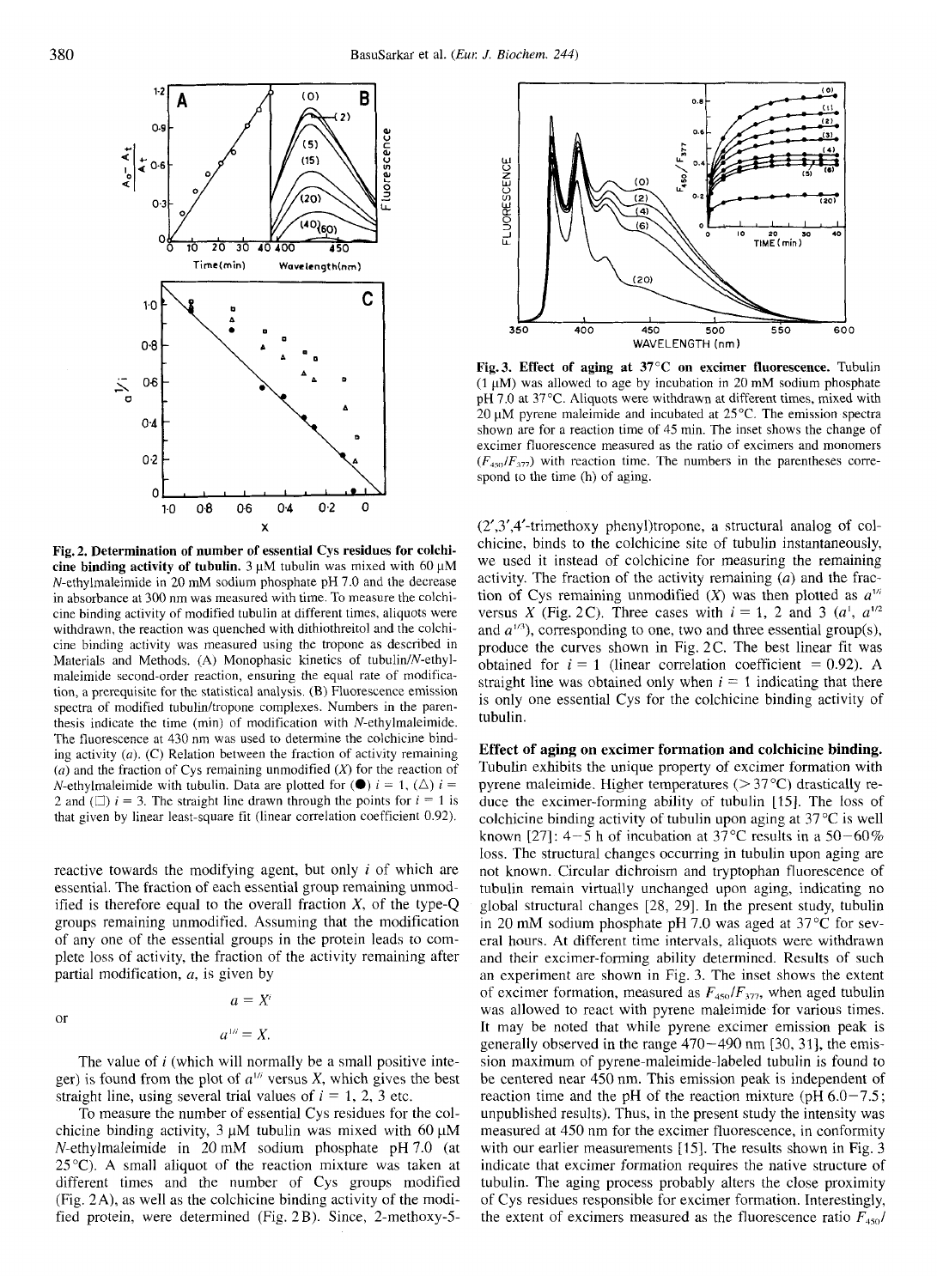**Fig. 2. Determination of number of essential Cys residues for colchicine binding activity of tubulin.** 3 μM tubulin was mixed with 60 μM *N*-ethylmaleimide in 20 mM sodium phosphate pH 7.0 and the decrease in absorbance at 300 nm was measured with time. To measure the colchicine binding activity of modified tubulin at different times, aliquots were withdrawn, the reaction was quenched with dithiothreitol and the colchicine binding activity was measured using the tropone as described in Materials and Methods. (A) Monophasic kinetics of tubulin/*N*-ethylmaleimide second-order reaction, ensuring the equal rate of modification, a prerequisite for the statistical analysis. (B) Fluorescence emission spectra of modified tubulin/tropone complexes. Numbers in the parenthesis indicate the time (min) of modification with *N*-ethylmaleimide. The fluorescence at 430 nm was used to determine the colchicine binding activity ($a$). (C) Relation between the fraction of activity remaining ($a$) and the fraction of Cys remaining unmodified ($X$) for the reaction of *N*-ethylmaleimide with tubulin. Data are plotted for (●) $i$ = 1, (△) $i$ = 2 and (□) $i$ = 3. The straight line drawn through the points for $i$ = 1 is that given by linear least-square fit (linear correlation coefficient 0.92).

reactive towards the modifying agent, but only $i$ of which are essential. The fraction of each essential group remaining unmodified is therefore equal to the overall fraction $X$, of the type-Q groups remaining unmodified. Assuming that the modification of any one of the essential groups in the protein leads to complete loss of activity, the fraction of the activity remaining after partial modification, $a$, is given by

$$a = X^i$$

or

$$a^{1/i} = X.$$

The value of $i$ (which will normally be a small positive integer) is found from the plot of $a^{1/i}$ versus $X$, which gives the best straight line, using several trial values of $i$ = 1, 2, 3 etc.

To measure the number of essential Cys residues for the colchicine binding activity, 3 μM tubulin was mixed with 60 μM *N*-ethylmaleimide in 20 mM sodium phosphate pH 7.0 (at 25°C). A small aliquot of the reaction mixture was taken at different times and the number of Cys groups modified (Fig. 2A), as well as the colchicine binding activity of the modified protein, were determined (Fig. 2B). Since, 2-methoxy-5-(2′,3′,4′-trimethoxy phenyl)tropone, a structural analog of colchicine, binds to the colchicine site of tubulin instantaneously, we used it instead of colchicine for measuring the remaining activity. The fraction of the activity remaining ($a$) and the fraction of Cys remaining unmodified ($X$) was then plotted as $a^{1/i}$ versus $X$ (Fig. 2C). Three cases with $i$ = 1, 2 and 3 ($a^1$, $a^{1/2}$ and $a^{1/3}$), corresponding to one, two and three essential group(s), produce the curves shown in Fig. 2C. The best linear fit was obtained for $i$ = 1 (linear correlation coefficient = 0.92). A straight line was obtained only when $i$ = 1 indicating that there is only one essential Cys for the colchicine binding activity of tubulin.

**Fig. 3. Effect of aging at 37°C on excimer fluorescence.** Tubulin (1 μM) was allowed to age by incubation in 20 mM sodium phosphate pH 7.0 at 37°C. Aliquots were withdrawn at different times, mixed with 20 μM pyrene maleimide and incubated at 25°C. The emission spectra shown are for a reaction time of 45 min. The inset shows the change of excimer fluorescence measured as the ratio of excimers and monomers ($F_{450}/F_{377}$) with reaction time. The numbers in the parentheses correspond to the time (h) of aging.

**Effect of aging on excimer formation and colchicine binding.** Tubulin exhibits the unique property of excimer formation with pyrene maleimide. Higher temperatures (> 37°C) drastically reduce the excimer-forming ability of tubulin [15]. The loss of colchicine binding activity of tubulin upon aging at 37°C is well known [27]: 4–5 h of incubation at 37°C results in a 50–60% loss. The structural changes occurring in tubulin upon aging are not known. Circular dichroism and tryptophan fluorescence of tubulin remain virtually unchanged upon aging, indicating no global structural changes [28, 29]. In the present study, tubulin in 20 mM sodium phosphate pH 7.0 was aged at 37°C for several hours. At different time intervals, aliquots were withdrawn and their excimer-forming ability determined. Results of such an experiment are shown in Fig. 3. The inset shows the extent of excimer formation, measured as $F_{450}/F_{377}$, when aged tubulin was allowed to react with pyrene maleimide for various times. It may be noted that while pyrene excimer emission peak is generally observed in the range 470–490 nm [30, 31], the emission maximum of pyrene-maleimide-labeled tubulin is found to be centered near 450 nm. This emission peak is independent of reaction time and the pH of the reaction mixture (pH 6.0–7.5; unpublished results). Thus, in the present study the intensity was measured at 450 nm for the excimer fluorescence, in conformity with our earlier measurements [15]. The results shown in Fig. 3 indicate that excimer formation requires the native structure of tubulin. The aging process probably alters the close proximity of Cys residues responsible for excimer formation. Interestingly, the extent of excimers measured as the fluorescence ratio $F_{450}/$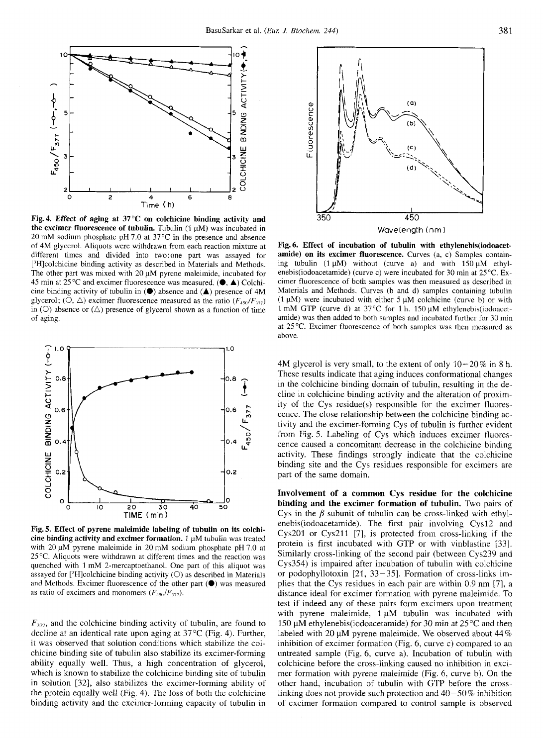Fig. 4. **Effect of aging at 37°C on colchicine binding activity and the excimer fluorescence of tubulin.** Tubulin (1 μM) was incubated in 20 mM sodium phosphate pH 7.0 at 37°C in the presence and absence of 4M glycerol. Aliquots were withdrawn from each reaction mixture at different times and divided into two:one part was assayed for [$^3$H]colchicine binding activity as described in Materials and Methods. The other part was mixed with 20 μM pyrene maleimide, incubated for 45 min at 25°C and excimer fluorescence was measured. (●, ▲) Colchicine binding activity of tubulin in (●) absence and (▲) presence of 4M glycerol; (○, △) excimer fluorescence measured as the ratio ($F_{450}/F_{377}$) in (○) absence or (△) presence of glycerol shown as a function of time of aging.

Fig. 5. **Effect of pyrene maleimide labeling of tubulin on its colchicine binding activity and excimer formation.** 1 μM tubulin was treated with 20 μM pyrene maleimide in 20 mM sodium phosphate pH 7.0 at 25°C. Aliquots were withdrawn at different times and the reaction was quenched with 1 mM 2-mercaptoethanol. One part of this aliquot was assayed for [$^3$H]colchicine binding activity (○) as described in Materials and Methods. Excimer fluorescence of the other part (●) was measured as ratio of excimers and monomers ($F_{450}/F_{377}$).

$F_{377}$, and the colchicine binding activity of tubulin, are found to decline at an identical rate upon aging at 37°C (Fig. 4). Further, it was observed that solution conditions which stabilize the colchicine binding site of tubulin also stabilize its excimer-forming ability equally well. Thus, a high concentration of glycerol, which is known to stabilize the colchicine binding site of tubulin in solution [32], also stabilizes the excimer-forming ability of the protein equally well (Fig. 4). The loss of both the colchicine binding activity and the excimer-forming capacity of tubulin in 4M glycerol is very small, to the extent of only 10–20% in 8 h. These results indicate that aging induces conformational changes in the colchicine binding domain of tubulin, resulting in the decline in colchicine binding activity and the alteration of proximity of the Cys residue(s) responsible for the excimer fluorescence. The close relationship between the colchicine binding activity and the excimer-forming Cys of tubulin is further evident from Fig. 5. Labeling of Cys which induces excimer fluorescence caused a concomitant decrease in the colchicine binding activity. These findings strongly indicate that the colchicine binding site and the Cys residues responsible for excimers are part of the same domain.

Fig. 6. **Effect of incubation of tubulin with ethylenebis(iodoacetamide) on its excimer fluorescence.** Curves (a, c) Samples containing tubulin (1 μM) without (curve a) and with 150 μM ethylenebis(iodoacetamide) (curve c) were incubated for 30 min at 25°C. Excimer fluorescence of both samples was then measured as described in Materials and Methods. Curves (b and d) samples containing tubulin (1 μM) were incubated with either 5 μM colchicine (curve b) or with 1 mM GTP (curve d) at 37°C for 1 h. 150 μM ethylenebis(iodoacetamide) was then added to both samples and incubated further for 30 min at 25°C. Excimer fluorescence of both samples was then measured as above.

**Involvement of a common Cys residue for the colchicine binding and the excimer formation of tubulin.** Two pairs of Cys in the β subunit of tubulin can be cross-linked with ethylenebis(iodoacetamide). The first pair involving Cys12 and Cys201 or Cys211 [7], is protected from cross-linking if the protein is first incubated with GTP or with vinblastine [33]. Similarly cross-linking of the second pair (between Cys239 and Cys354) is impaired after incubation of tubulin with colchicine or podophyllotoxin [21, 33–35]. Formation of cross-links implies that the Cys residues in each pair are within 0.9 nm [7], a distance ideal for excimer formation with pyrene maleimide. To test if indeed any of these pairs form excimers upon treatment with pyrene maleimide, 1 μM tubulin was incubated with 150 μM ethylenebis(iodoacetamide) for 30 min at 25°C and then labeled with 20 μM pyrene maleimide. We observed about 44% inhibition of excimer formation (Fig. 6, curve c) compared to an untreated sample (Fig. 6, curve a). Incubation of tubulin with colchicine before the cross-linking caused no inhibition in excimer formation with pyrene maleimide (Fig. 6, curve b). On the other hand, incubation of tubulin with GTP before the cross-linking does not provide such protection and 40–50% inhibition of excimer formation compared to control sample is observed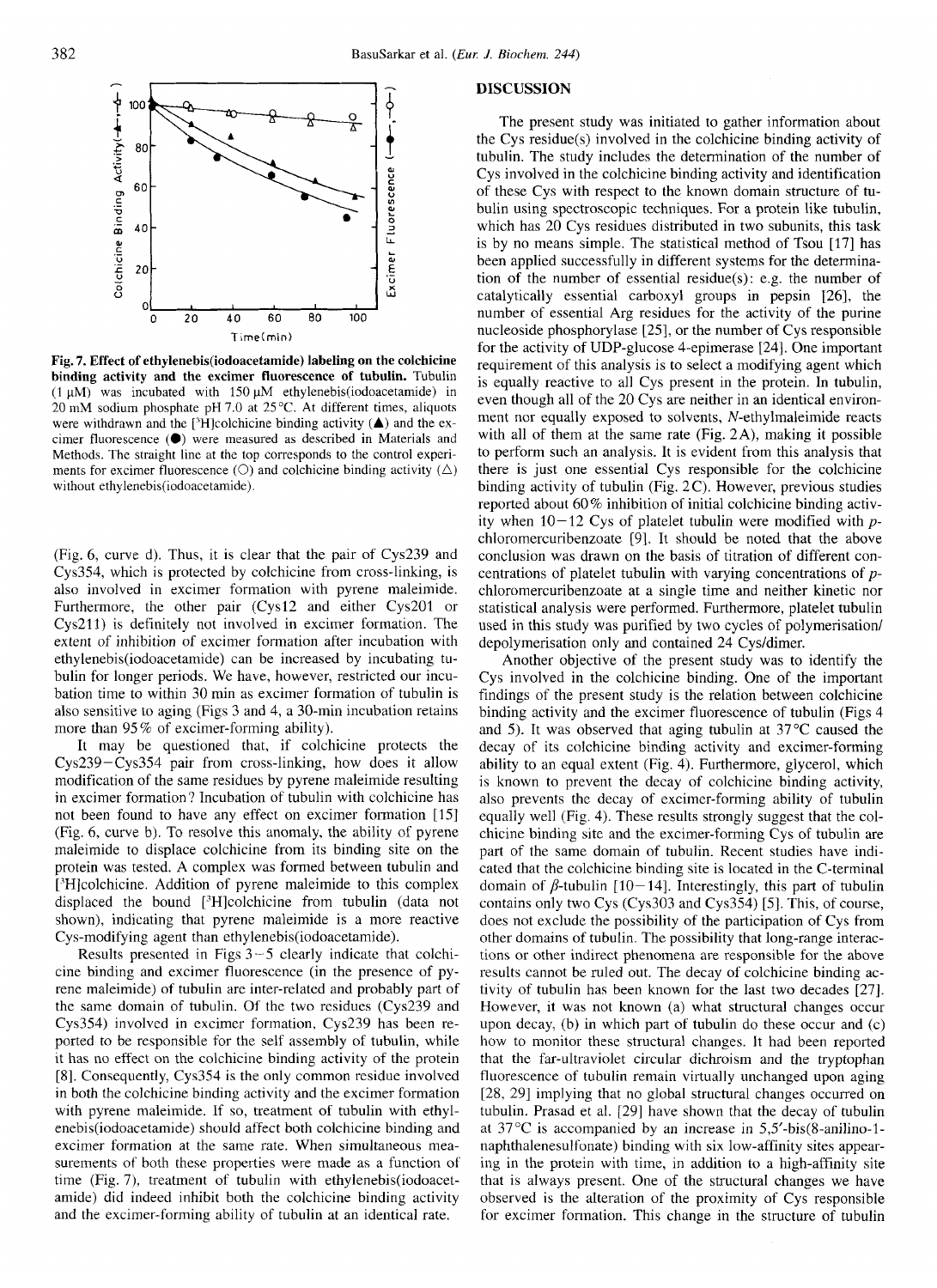Fig. 7. **Effect of ethylenebis(iodoacetamide) labeling on the colchicine binding activity and the excimer fluorescence of tubulin.** Tubulin (1 μM) was incubated with 150 μM ethylenebis(iodoacetamide) in 20 mM sodium phosphate pH 7.0 at 25°C. At different times, aliquots were withdrawn and the [$^3$H]colchicine binding activity (▲) and the excimer fluorescence (●) were measured as described in Materials and Methods. The straight line at the top corresponds to the control experiments for excimer fluorescence (○) and colchicine binding activity (△) without ethylenebis(iodoacetamide).

(Fig. 6, curve d). Thus, it is clear that the pair of Cys239 and Cys354, which is protected by colchicine from cross-linking, is also involved in excimer formation with pyrene maleimide. Furthermore, the other pair (Cys12 and either Cys201 or Cys211) is definitely not involved in excimer formation. The extent of inhibition of excimer formation after incubation with ethylenebis(iodoacetamide) can be increased by incubating tubulin for longer periods. We have, however, restricted our incubation time to within 30 min as excimer formation of tubulin is also sensitive to aging (Figs 3 and 4, a 30-min incubation retains more than 95% of excimer-forming ability).

It may be questioned that, if colchicine protects the Cys239–Cys354 pair from cross-linking, how does it allow modification of the same residues by pyrene maleimide resulting in excimer formation? Incubation of tubulin with colchicine has not been found to have any effect on excimer formation [15] (Fig. 6, curve b). To resolve this anomaly, the ability of pyrene maleimide to displace colchicine from its binding site on the protein was tested. A complex was formed between tubulin and [$^3$H]colchicine. Addition of pyrene maleimide to this complex displaced the bound [$^3$H]colchicine from tubulin (data not shown), indicating that pyrene maleimide is a more reactive Cys-modifying agent than ethylenebis(iodoacetamide).

Results presented in Figs 3–5 clearly indicate that colchicine binding and excimer fluorescence (in the presence of pyrene maleimide) of tubulin are inter-related and probably part of the same domain of tubulin. Of the two residues (Cys239 and Cys354) involved in excimer formation, Cys239 has been reported to be responsible for the self assembly of tubulin, while it has no effect on the colchicine binding activity of the protein [8]. Consequently, Cys354 is the only common residue involved in both the colchicine binding activity and the excimer formation with pyrene maleimide. If so, treatment of tubulin with ethylenebis(iodoacetamide) should affect both colchicine binding and excimer formation at the same rate. When simultaneous measurements of both these properties were made as a function of time (Fig. 7), treatment of tubulin with ethylenebis(iodoacetamide) did indeed inhibit both the colchicine binding activity and the excimer-forming ability of tubulin at an identical rate.

## DISCUSSION

The present study was initiated to gather information about the Cys residue(s) involved in the colchicine binding activity of tubulin. The study includes the determination of the number of Cys involved in the colchicine binding activity and identification of these Cys with respect to the known domain structure of tubulin using spectroscopic techniques. For a protein like tubulin, which has 20 Cys residues distributed in two subunits, this task is by no means simple. The statistical method of Tsou [17] has been applied successfully in different systems for the determination of the number of essential residue(s): e.g. the number of catalytically essential carboxyl groups in pepsin [26], the number of essential Arg residues for the activity of the purine nucleoside phosphorylase [25], or the number of Cys responsible for the activity of UDP-glucose 4-epimerase [24]. One important requirement of this analysis is to select a modifying agent which is equally reactive to all Cys present in the protein. In tubulin, even though all of the 20 Cys are neither in an identical environment nor equally exposed to solvents, *N*-ethylmaleimide reacts with all of them at the same rate (Fig. 2A), making it possible to perform such an analysis. It is evident from this analysis that there is just one essential Cys responsible for the colchicine binding activity of tubulin (Fig. 2C). However, previous studies reported about 60% inhibition of initial colchicine binding activity when 10–12 Cys of platelet tubulin were modified with *p*-chloromercuribenzoate [9]. It should be noted that the above conclusion was drawn on the basis of titration of different concentrations of platelet tubulin with varying concentrations of *p*-chloromercuribenzoate at a single time and neither kinetic nor statistical analysis were performed. Furthermore, platelet tubulin used in this study was purified by two cycles of polymerisation/depolymerisation only and contained 24 Cys/dimer.

Another objective of the present study was to identify the Cys involved in the colchicine binding. One of the important findings of the present study is the relation between colchicine binding activity and the excimer fluorescence of tubulin (Figs 4 and 5). It was observed that aging tubulin at 37°C caused the decay of its colchicine binding activity and excimer-forming ability to an equal extent (Fig. 4). Furthermore, glycerol, which is known to prevent the decay of colchicine binding activity, also prevents the decay of excimer-forming ability of tubulin equally well (Fig. 4). These results strongly suggest that the colchicine binding site and the excimer-forming Cys of tubulin are part of the same domain of tubulin. Recent studies have indicated that the colchicine binding site is located in the C-terminal domain of $\beta$-tubulin [10–14]. Interestingly, this part of tubulin contains only two Cys (Cys303 and Cys354) [5]. This, of course, does not exclude the possibility of the participation of Cys from other domains of tubulin. The possibility that long-range interactions or other indirect phenomena are responsible for the above results cannot be ruled out. The decay of colchicine binding activity of tubulin has been known for the last two decades [27]. However, it was not known (a) what structural changes occur upon decay, (b) in which part of tubulin do these occur and (c) how to monitor these structural changes. It had been reported that the far-ultraviolet circular dichroism and the tryptophan fluorescence of tubulin remain virtually unchanged upon aging [28, 29] implying that no global structural changes occurred on tubulin. Prasad et al. [29] have shown that the decay of tubulin at 37°C is accompanied by an increase in 5,5′-bis(8-anilino-1-naphthalenesulfonate) binding with six low-affinity sites appearing in the protein with time, in addition to a high-affinity site that is always present. One of the structural changes we have observed is the alteration of the proximity of Cys responsible for excimer formation. This change in the structure of tubulin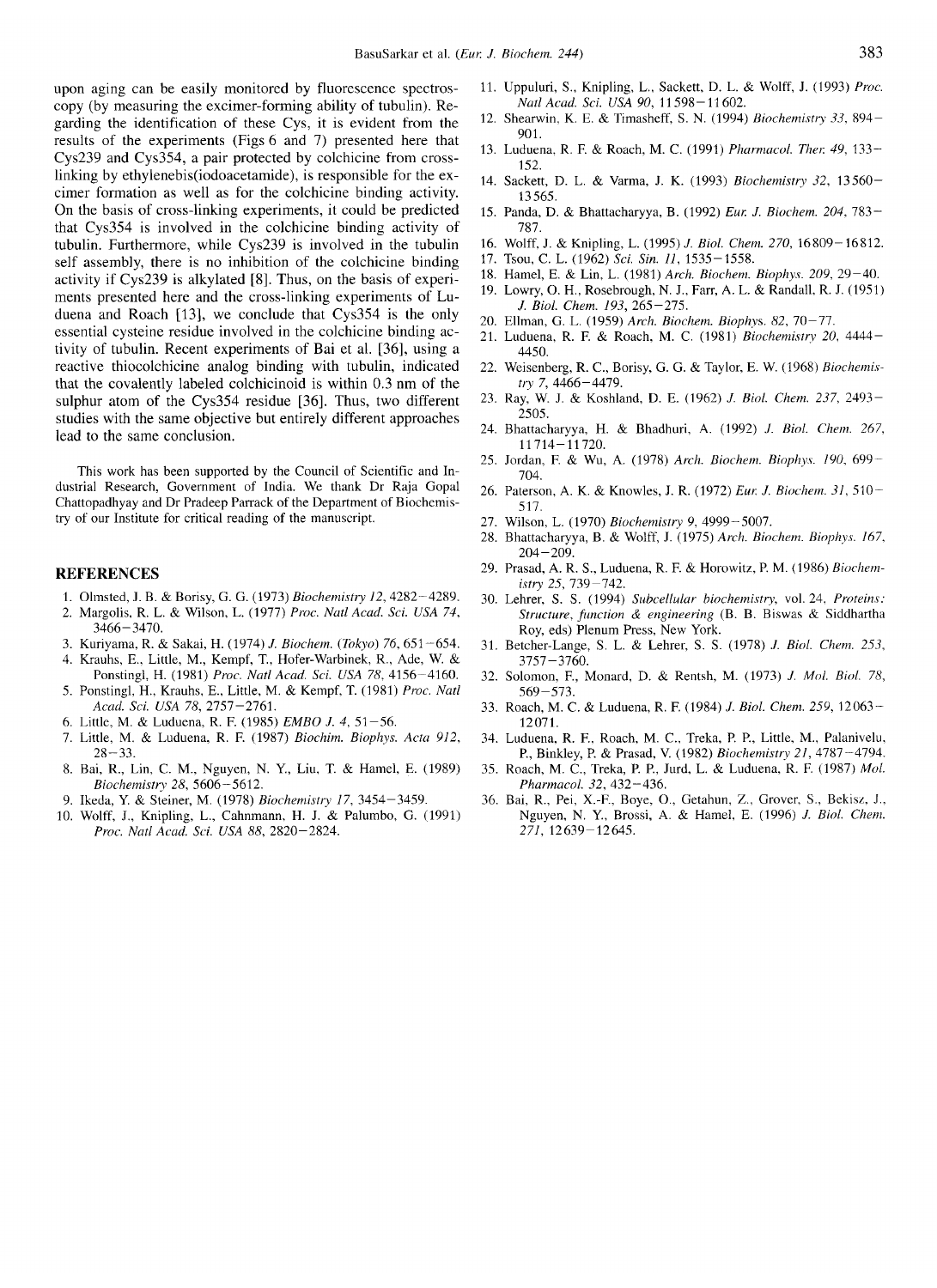upon aging can be easily monitored by fluorescence spectroscopy (by measuring the excimer-forming ability of tubulin). Regarding the identification of these Cys, it is evident from the results of the experiments (Figs 6 and 7) presented here that Cys239 and Cys354, a pair protected by colchicine from cross-linking by ethylenebis(iodoacetamide), is responsible for the excimer formation as well as for the colchicine binding activity. On the basis of cross-linking experiments, it could be predicted that Cys354 is involved in the colchicine binding activity of tubulin. Furthermore, while Cys239 is involved in the tubulin self assembly, there is no inhibition of the colchicine binding activity if Cys239 is alkylated [8]. Thus, on the basis of experiments presented here and the cross-linking experiments of Luduena and Roach [13], we conclude that Cys354 is the only essential cysteine residue involved in the colchicine binding activity of tubulin. Recent experiments of Bai et al. [36], using a reactive thiocolchicine analog binding with tubulin, indicated that the covalently labeled colchicinoid is within 0.3 nm of the sulphur atom of the Cys354 residue [36]. Thus, two different studies with the same objective but entirely different approaches lead to the same conclusion.

This work has been supported by the Council of Scientific and Industrial Research, Government of India. We thank Dr Raja Gopal Chattopadhyay and Dr Pradeep Parrack of the Department of Biochemistry of our Institute for critical reading of the manuscript.

## REFERENCES

1. Olmsted, J. B. & Borisy, G. G. (1973) *Biochemistry 12*, 4282–4289.
2. Margolis, R. L. & Wilson, L. (1977) *Proc. Natl Acad. Sci. USA 74*, 3466–3470.
3. Kuriyama, R. & Sakai, H. (1974) *J. Biochem. (Tokyo) 76*, 651–654.
4. Krauhs, E., Little, M., Kempf, T., Hofer-Warbinek, R., Ade, W. & Ponstingl, H. (1981) *Proc. Natl Acad. Sci. USA 78*, 4156–4160.
5. Ponstingl, H., Krauhs, E., Little, M. & Kempf, T. (1981) *Proc. Natl Acad. Sci. USA 78*, 2757–2761.
6. Little, M. & Luduena, R. F. (1985) *EMBO J. 4*, 51–56.
7. Little, M. & Luduena, R. F. (1987) *Biochim. Biophys. Acta 912*, 28–33.
8. Bai, R., Lin, C. M., Nguyen, N. Y., Liu, T. & Hamel, E. (1989) *Biochemistry 28*, 5606–5612.
9. Ikeda, Y. & Steiner, M. (1978) *Biochemistry 17*, 3454–3459.
10. Wolff, J., Knipling, L., Cahnmann, H. J. & Palumbo, G. (1991) *Proc. Natl Acad. Sci. USA 88*, 2820–2824.
11. Uppuluri, S., Knipling, L., Sackett, D. L. & Wolff, J. (1993) *Proc. Natl Acad. Sci. USA 90*, 11598–11602.
12. Shearwin, K. E. & Timasheff, S. N. (1994) *Biochemistry 33*, 894–901.
13. Luduena, R. F. & Roach, M. C. (1991) *Pharmacol. Ther. 49*, 133–152.
14. Sackett, D. L. & Varma, J. K. (1993) *Biochemistry 32*, 13560–13565.
15. Panda, D. & Bhattacharyya, B. (1992) *Eur. J. Biochem. 204*, 783–787.
16. Wolff, J. & Knipling, L. (1995) *J. Biol. Chem. 270*, 16809–16812.
17. Tsou, C. L. (1962) *Sci. Sin. 11*, 1535–1558.
18. Hamel, E. & Lin, L. (1981) *Arch. Biochem. Biophys. 209*, 29–40.
19. Lowry, O. H., Rosebrough, N. J., Farr, A. L. & Randall, R. J. (1951) *J. Biol. Chem. 193*, 265–275.
20. Ellman, G. L. (1959) *Arch. Biochem. Biophys. 82*, 70–77.
21. Luduena, R. F. & Roach, M. C. (1981) *Biochemistry 20*, 4444–4450.
22. Weisenberg, R. C., Borisy, G. G. & Taylor, E. W. (1968) *Biochemistry 7*, 4466–4479.
23. Ray, W. J. & Koshland, D. E. (1962) *J. Biol. Chem. 237*, 2493–2505.
24. Bhattacharyya, H. & Bhadhuri, A. (1992) *J. Biol. Chem. 267*, 11714–11720.
25. Jordan, F. & Wu, A. (1978) *Arch. Biochem. Biophys. 190*, 699–704.
26. Paterson, A. K. & Knowles, J. R. (1972) *Eur. J. Biochem. 31*, 510–517.
27. Wilson, L. (1970) *Biochemistry 9*, 4999–5007.
28. Bhattacharyya, B. & Wolff, J. (1975) *Arch. Biochem. Biophys. 167*, 204–209.
29. Prasad, A. R. S., Luduena, R. F. & Horowitz, P. M. (1986) *Biochemistry 25*, 739–742.
30. Lehrer, S. S. (1994) *Subcellular biochemistry*, vol. 24, *Proteins: Structure, function & engineering* (B. B. Biswas & Siddhartha Roy, eds) Plenum Press, New York.
31. Betcher-Lange, S. L. & Lehrer, S. S. (1978) *J. Biol. Chem. 253*, 3757–3760.
32. Solomon, F., Monard, D. & Rentsh, M. (1973) *J. Mol. Biol. 78*, 569–573.
33. Roach, M. C. & Luduena, R. F. (1984) *J. Biol. Chem. 259*, 12063–12071.
34. Luduena, R. F., Roach, M. C., Treka, P. P., Little, M., Palanivelu, P., Binkley, P. & Prasad, V. (1982) *Biochemistry 21*, 4787–4794.
35. Roach, M. C., Treka, P. P., Jurd, L. & Luduena, R. F. (1987) *Mol. Pharmacol. 32*, 432–436.
36. Bai, R., Pei, X.-F., Boye, O., Getahun, Z., Grover, S., Bekisz, J., Nguyen, N. Y., Brossi, A. & Hamel, E. (1996) *J. Biol. Chem. 271*, 12639–12645.